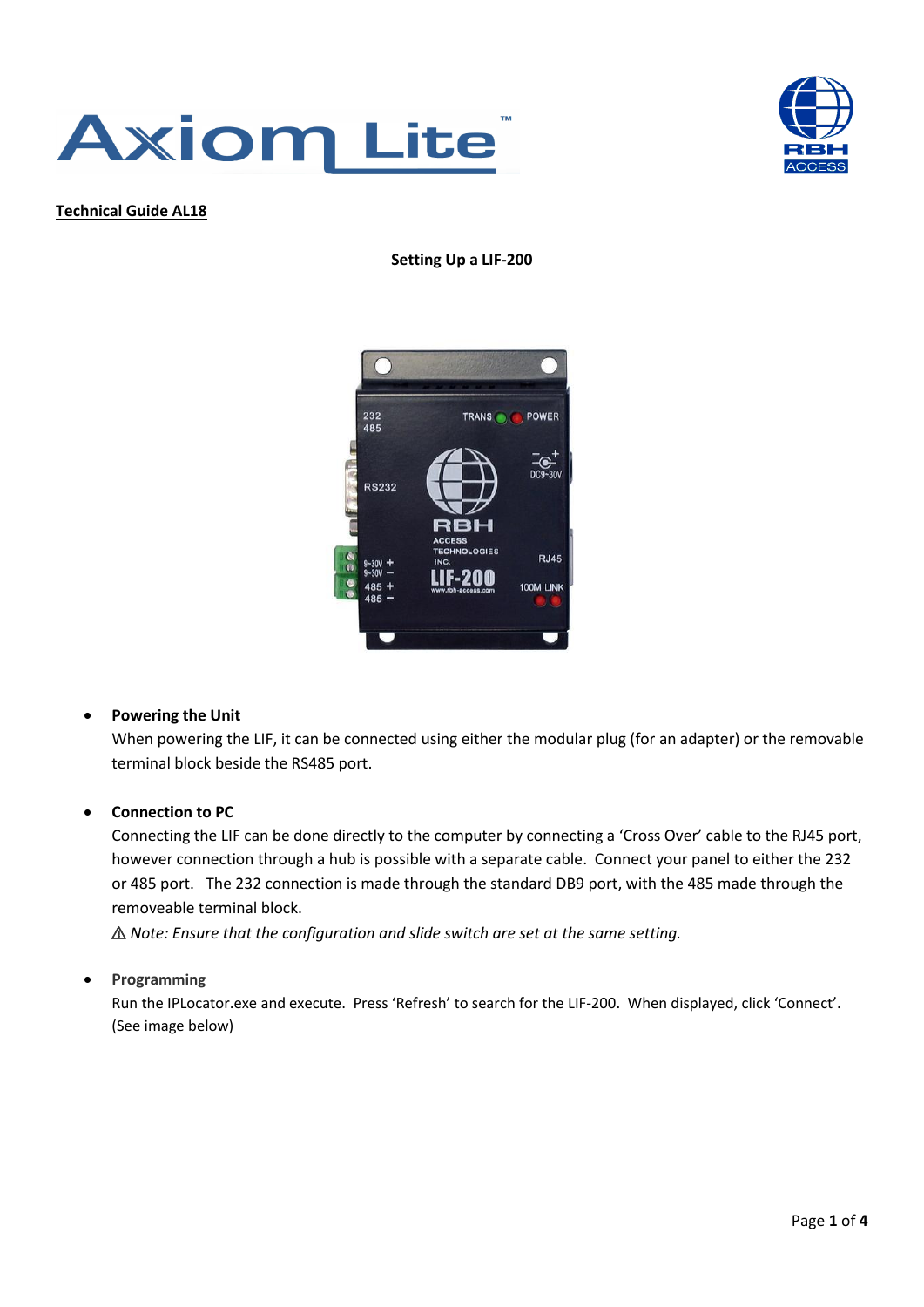**Technical Guide AL18**

## Setting Up a LIF-200

- **Powering the Unit**
  When powering the LIF, it can be connected using either the modular plug (for an adapter) or the removable terminal block beside the RS485 port.

- **Connection to PC**
  Connecting the LIF can be done directly to the computer by connecting a 'Cross Over' cable to the RJ45 port, however connection through a hub is possible with a separate cable. Connect your panel to either the 232 or 485 port. The 232 connection is made through the standard DB9 port, with the 485 made through the removeable terminal block.
  ⚠ *Note: Ensure that the configuration and slide switch are set at the same setting.*

- **Programming**
  Run the IPLocator.exe and execute. Press 'Refresh' to search for the LIF-200. When displayed, click 'Connect'. (See image below)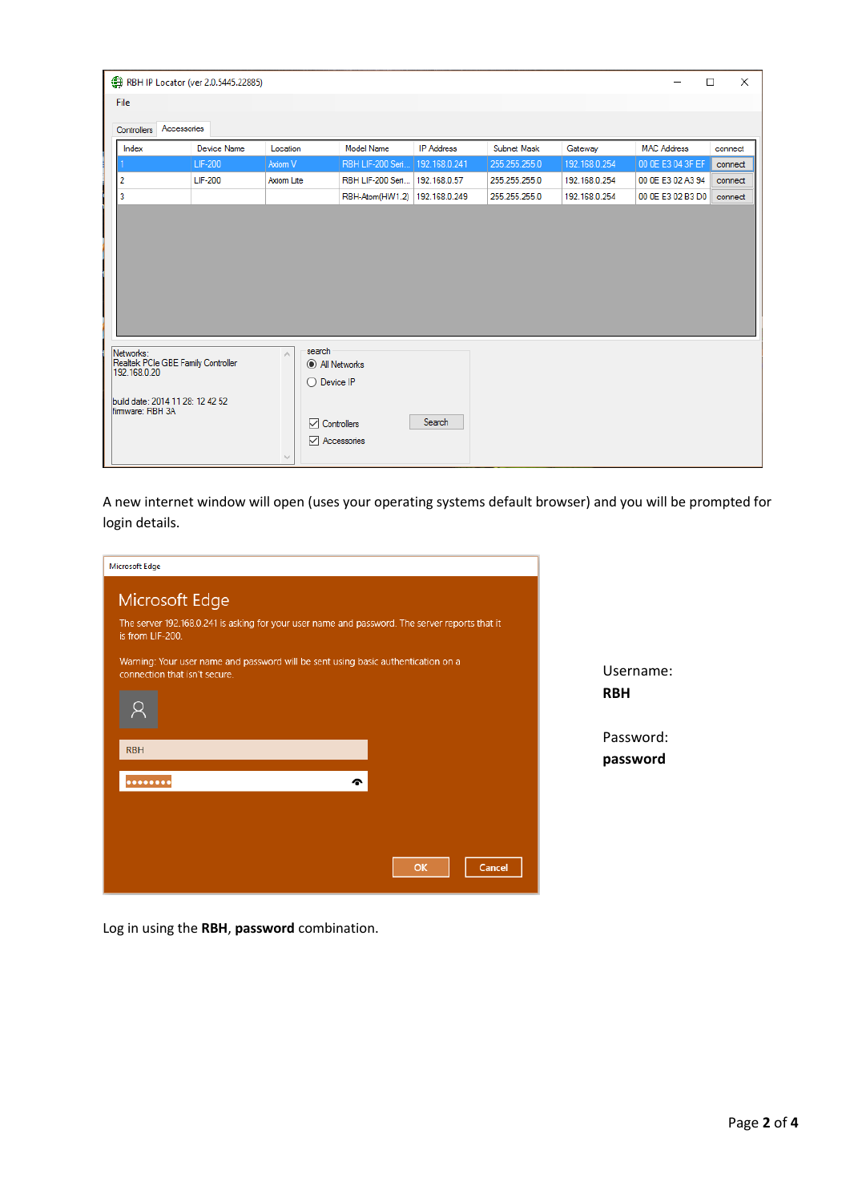A new internet window will open (uses your operating systems default browser) and you will be prompted for login details.

Username:
**RBH**

Password:
**password**

Log in using the **RBH**, **password** combination.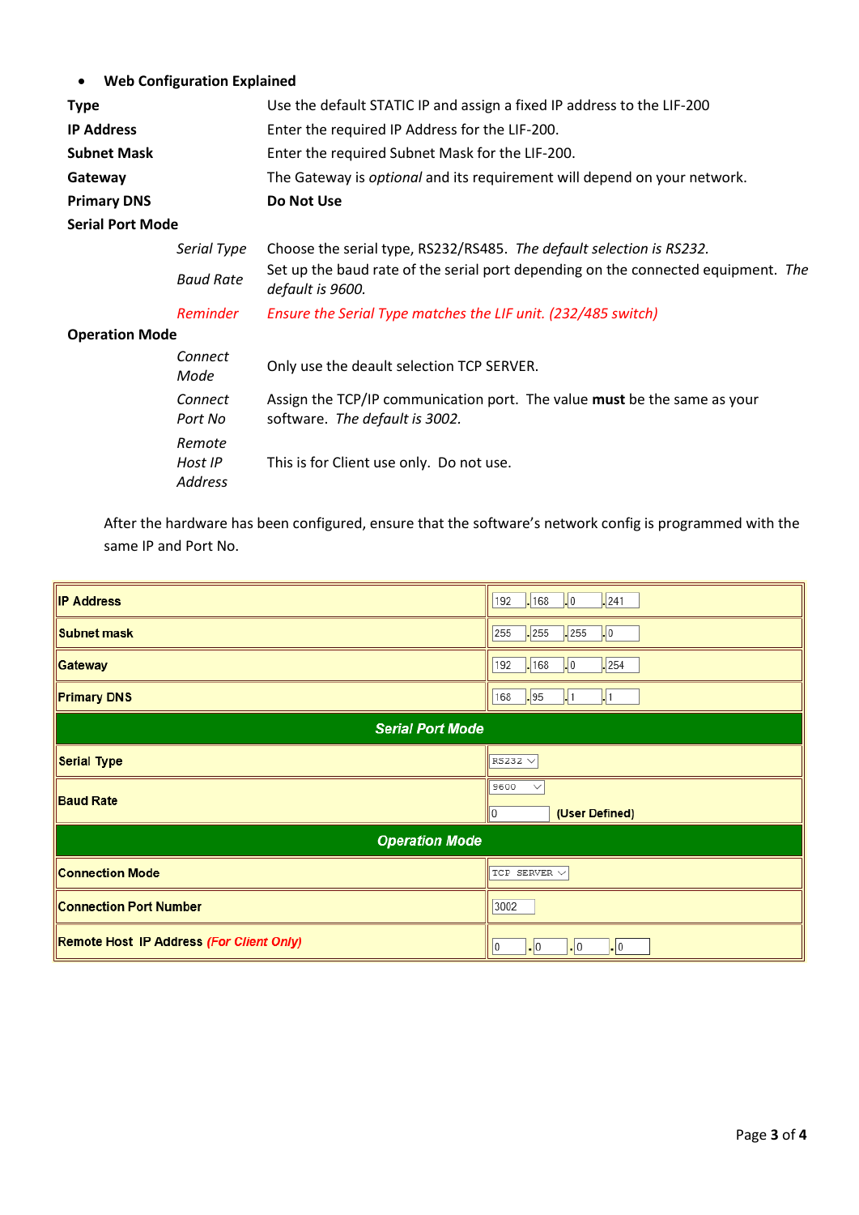- **Web Configuration Explained**

| | | |
|---|---|---|
| **Type** | | Use the default STATIC IP and assign a fixed IP address to the LIF-200 |
| **IP Address** | | Enter the required IP Address for the LIF-200. |
| **Subnet Mask** | | Enter the required Subnet Mask for the LIF-200. |
| **Gateway** | | The Gateway is *optional* and its requirement will depend on your network. |
| **Primary DNS** | | **Do Not Use** |
| **Serial Port Mode** | | |
| | *Serial Type* | Choose the serial type, RS232/RS485. *The default selection is RS232.* |
| | *Baud Rate* | Set up the baud rate of the serial port depending on the connected equipment. *The default is 9600.* |
| | *Reminder* | *Ensure the Serial Type matches the LIF unit. (232/485 switch)* |
| **Operation Mode** | | |
| | *Connect Mode* | Only use the deault selection TCP SERVER. |
| | *Connect Port No* | Assign the TCP/IP communication port. The value **must** be the same as your software. *The default is 3002.* |
| | *Remote Host IP Address* | This is for Client use only. Do not use. |

After the hardware has been configured, ensure that the software's network config is programmed with the same IP and Port No.

| | |
|---|---|
| **IP Address** | 192 . 168 . 0 . 241 |
| **Subnet mask** | 255 . 255 . 255 . 0 |
| **Gateway** | 192 . 168 . 0 . 254 |
| **Primary DNS** | 168 . 95 . 1 . 1 |
| ***Serial Port Mode*** | |
| **Serial Type** | RS232 |
| **Baud Rate** | 9600<br>0 **(User Defined)** |
| ***Operation Mode*** | |
| **Connection Mode** | TCP SERVER |
| **Connection Port Number** | 3002 |
| **Remote Host IP Address** ***(For Client Only)*** | 0 . 0 . 0 . 0 |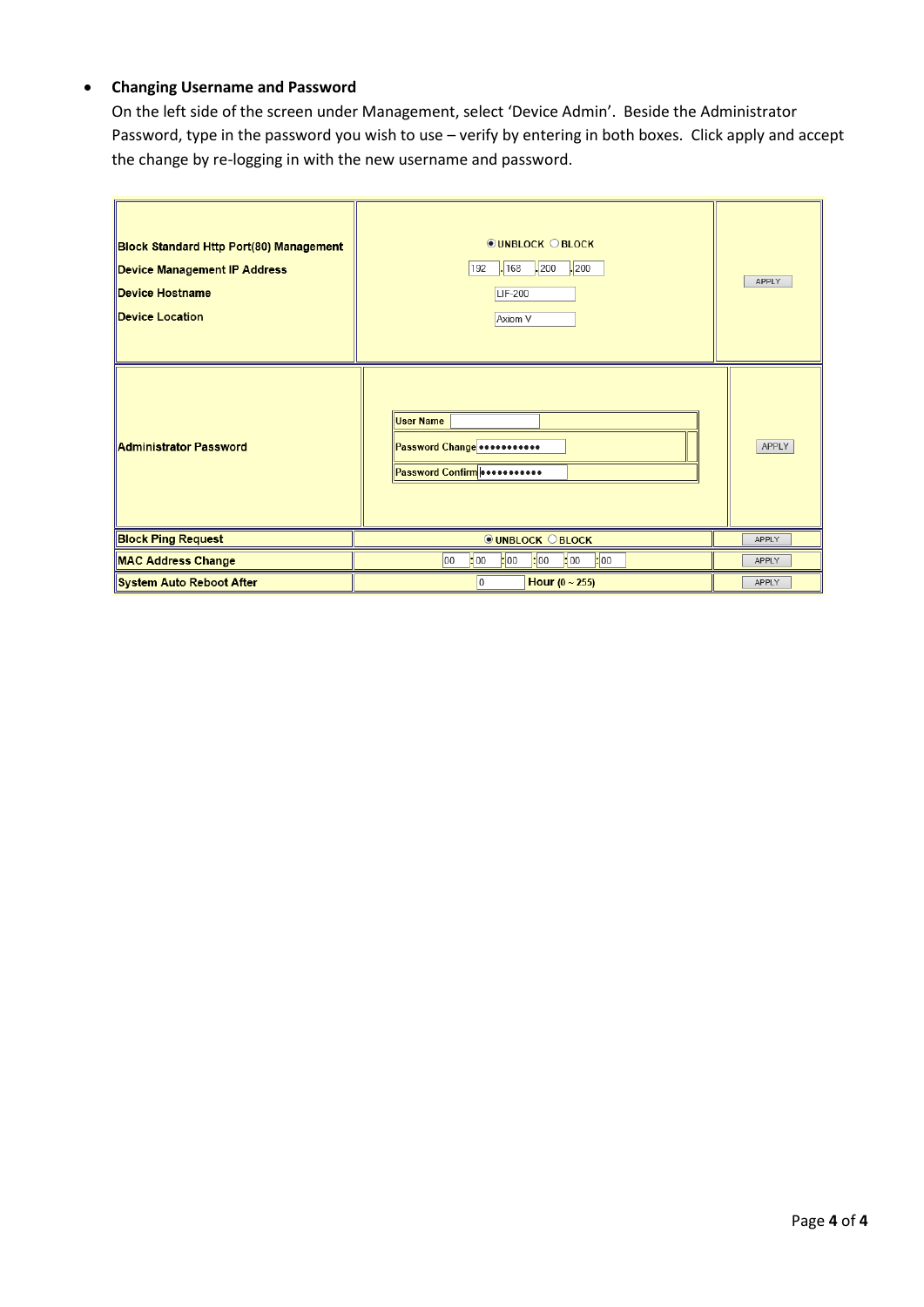- **Changing Username and Password**

  On the left side of the screen under Management, select 'Device Admin'. Beside the Administrator Password, type in the password you wish to use – verify by entering in both boxes. Click apply and accept the change by re-logging in with the new username and password.

| | | |
|---|---|---|
| **Block Standard Http Port(80) Management**<br>**Device Management IP Address**<br>**Device Hostname**<br>**Device Location** | ◉ UNBLOCK ○ BLOCK<br>192 . 168 . 200 . 200<br>LIF-200<br>Axiom V | APPLY |
| **Administrator Password** | User Name<br>Password Change •••••••••••<br>Password Confirm ••••••••••• | APPLY |
| **Block Ping Request** | ◉ UNBLOCK ○ BLOCK | APPLY |
| **MAC Address Change** | 00 : 00 : 00 : 00 : 00 : 00 | APPLY |
| **System Auto Reboot After** | 0 **Hour** (0 ~ 255) | APPLY |